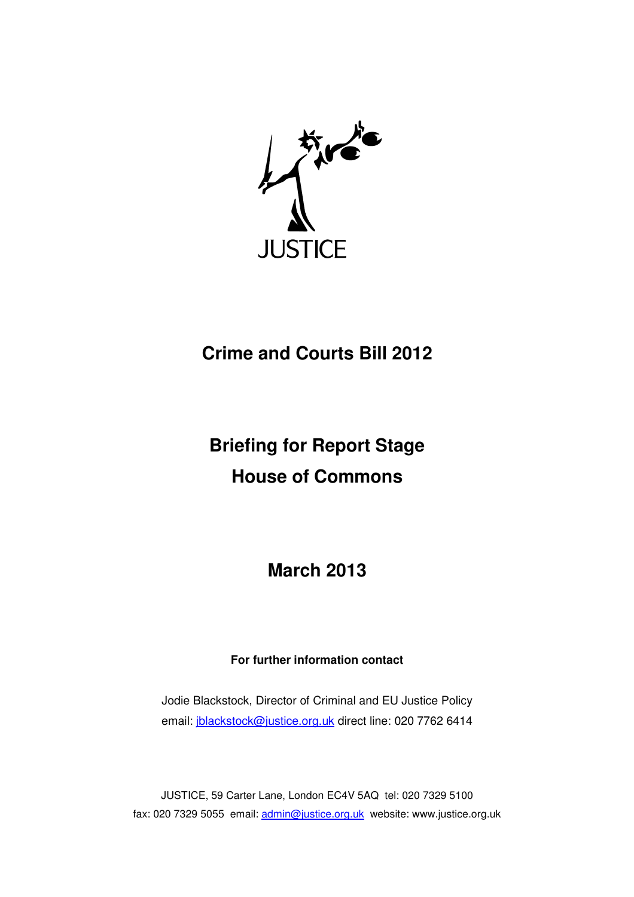JUSTICE

# Crime and Courts Bill 2012

## Briefing for Report Stage
## House of Commons

## March 2013

**For further information contact**

Jodie Blackstock, Director of Criminal and EU Justice Policy
email: jblackstock@justice.org.uk direct line: 020 7762 6414

JUSTICE, 59 Carter Lane, London EC4V 5AQ tel: 020 7329 5100
fax: 020 7329 5055 email: admin@justice.org.uk website: www.justice.org.uk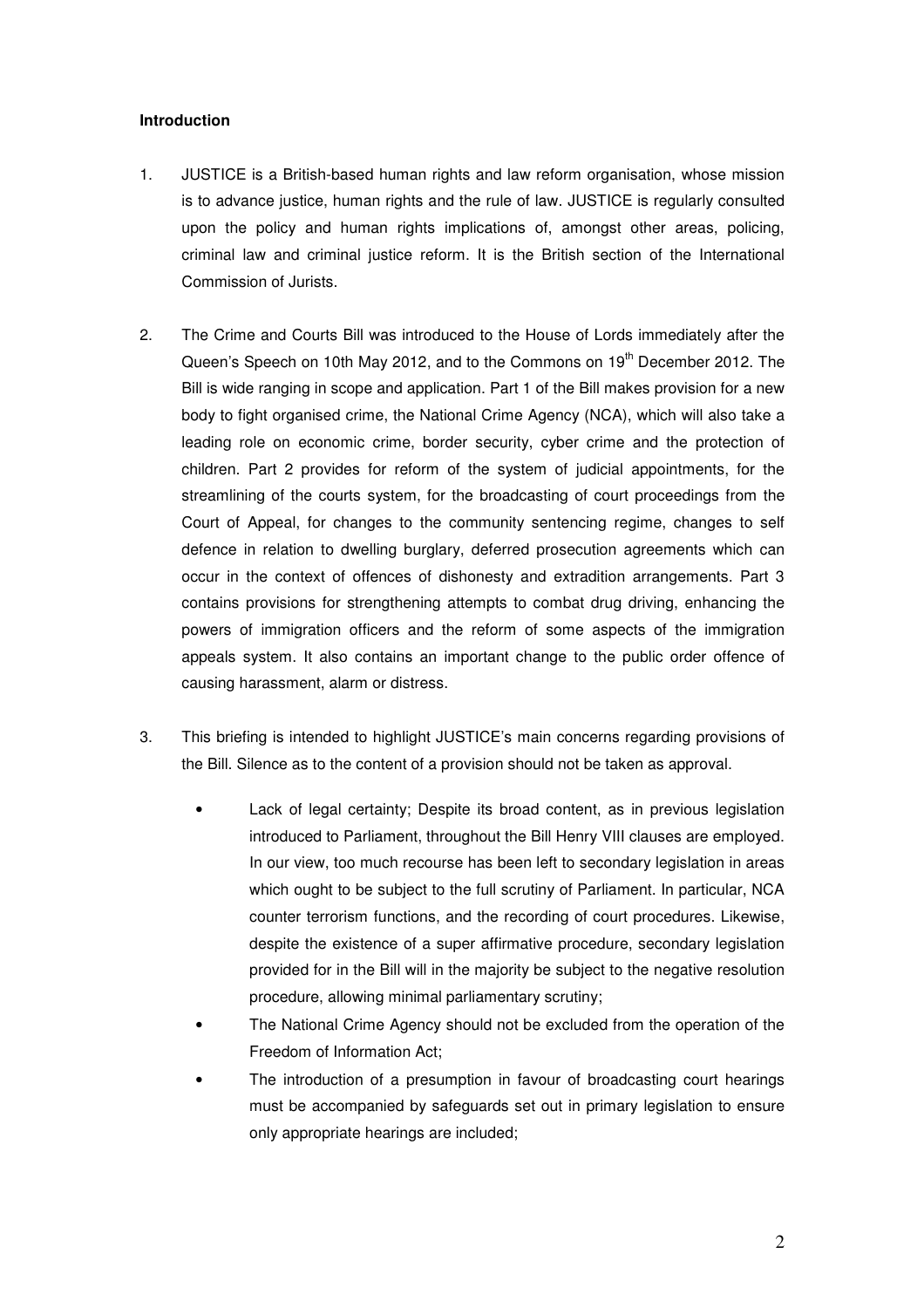## Introduction

1. JUSTICE is a British-based human rights and law reform organisation, whose mission is to advance justice, human rights and the rule of law. JUSTICE is regularly consulted upon the policy and human rights implications of, amongst other areas, policing, criminal law and criminal justice reform. It is the British section of the International Commission of Jurists.

2. The Crime and Courts Bill was introduced to the House of Lords immediately after the Queen's Speech on 10th May 2012, and to the Commons on 19th December 2012. The Bill is wide ranging in scope and application. Part 1 of the Bill makes provision for a new body to fight organised crime, the National Crime Agency (NCA), which will also take a leading role on economic crime, border security, cyber crime and the protection of children. Part 2 provides for reform of the system of judicial appointments, for the streamlining of the courts system, for the broadcasting of court proceedings from the Court of Appeal, for changes to the community sentencing regime, changes to self defence in relation to dwelling burglary, deferred prosecution agreements which can occur in the context of offences of dishonesty and extradition arrangements. Part 3 contains provisions for strengthening attempts to combat drug driving, enhancing the powers of immigration officers and the reform of some aspects of the immigration appeals system. It also contains an important change to the public order offence of causing harassment, alarm or distress.

3. This briefing is intended to highlight JUSTICE's main concerns regarding provisions of the Bill. Silence as to the content of a provision should not be taken as approval.

   - Lack of legal certainty; Despite its broad content, as in previous legislation introduced to Parliament, throughout the Bill Henry VIII clauses are employed. In our view, too much recourse has been left to secondary legislation in areas which ought to be subject to the full scrutiny of Parliament. In particular, NCA counter terrorism functions, and the recording of court procedures. Likewise, despite the existence of a super affirmative procedure, secondary legislation provided for in the Bill will in the majority be subject to the negative resolution procedure, allowing minimal parliamentary scrutiny;
   - The National Crime Agency should not be excluded from the operation of the Freedom of Information Act;
   - The introduction of a presumption in favour of broadcasting court hearings must be accompanied by safeguards set out in primary legislation to ensure only appropriate hearings are included;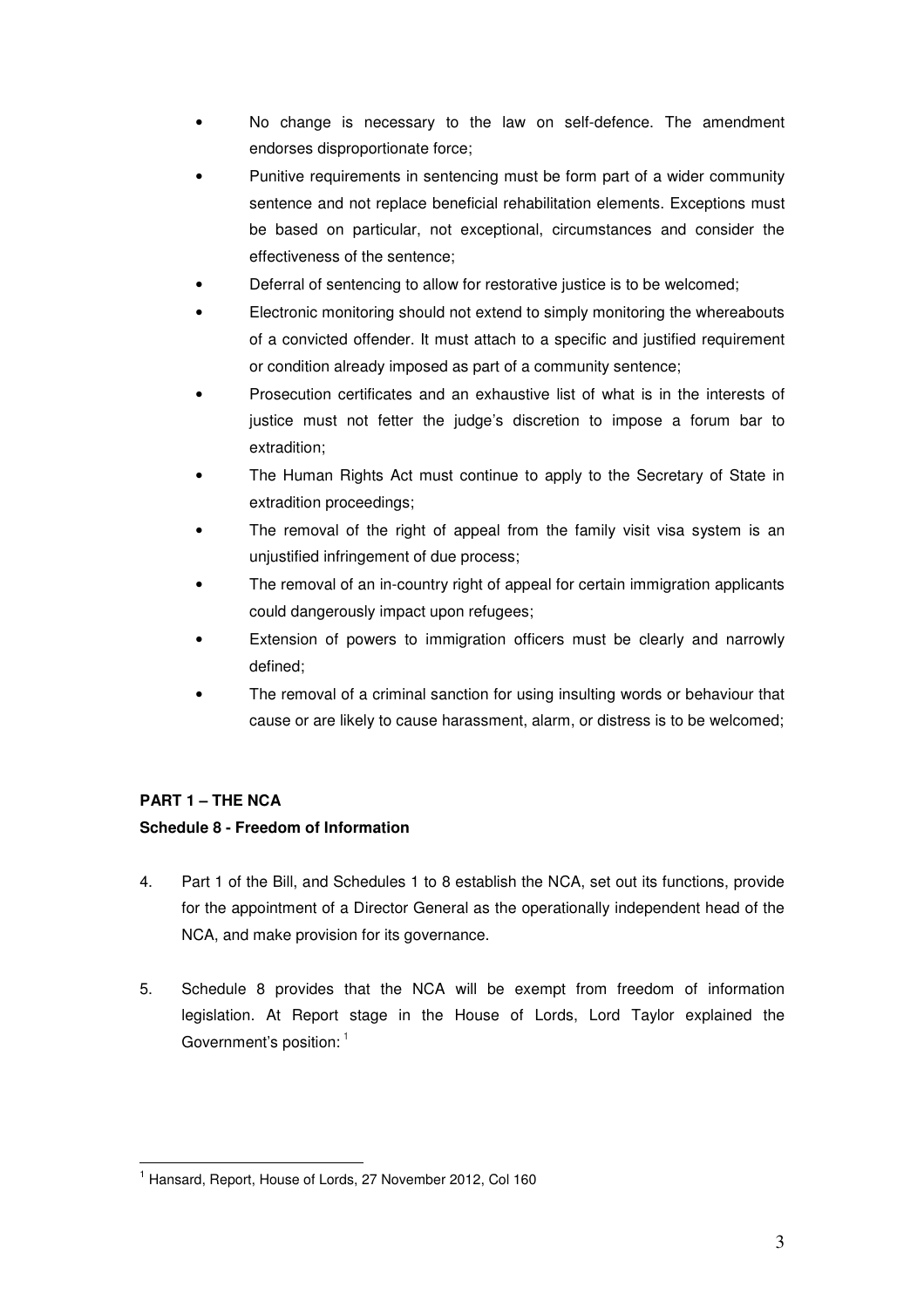- No change is necessary to the law on self-defence. The amendment endorses disproportionate force;
- Punitive requirements in sentencing must be form part of a wider community sentence and not replace beneficial rehabilitation elements. Exceptions must be based on particular, not exceptional, circumstances and consider the effectiveness of the sentence;
- Deferral of sentencing to allow for restorative justice is to be welcomed;
- Electronic monitoring should not extend to simply monitoring the whereabouts of a convicted offender. It must attach to a specific and justified requirement or condition already imposed as part of a community sentence;
- Prosecution certificates and an exhaustive list of what is in the interests of justice must not fetter the judge's discretion to impose a forum bar to extradition;
- The Human Rights Act must continue to apply to the Secretary of State in extradition proceedings;
- The removal of the right of appeal from the family visit visa system is an unjustified infringement of due process;
- The removal of an in-country right of appeal for certain immigration applicants could dangerously impact upon refugees;
- Extension of powers to immigration officers must be clearly and narrowly defined;
- The removal of a criminal sanction for using insulting words or behaviour that cause or are likely to cause harassment, alarm, or distress is to be welcomed;

**PART 1 – THE NCA**

**Schedule 8 - Freedom of Information**

4. Part 1 of the Bill, and Schedules 1 to 8 establish the NCA, set out its functions, provide for the appointment of a Director General as the operationally independent head of the NCA, and make provision for its governance.

5. Schedule 8 provides that the NCA will be exempt from freedom of information legislation. At Report stage in the House of Lords, Lord Taylor explained the Government's position: [1]

[1] Hansard, Report, House of Lords, 27 November 2012, Col 160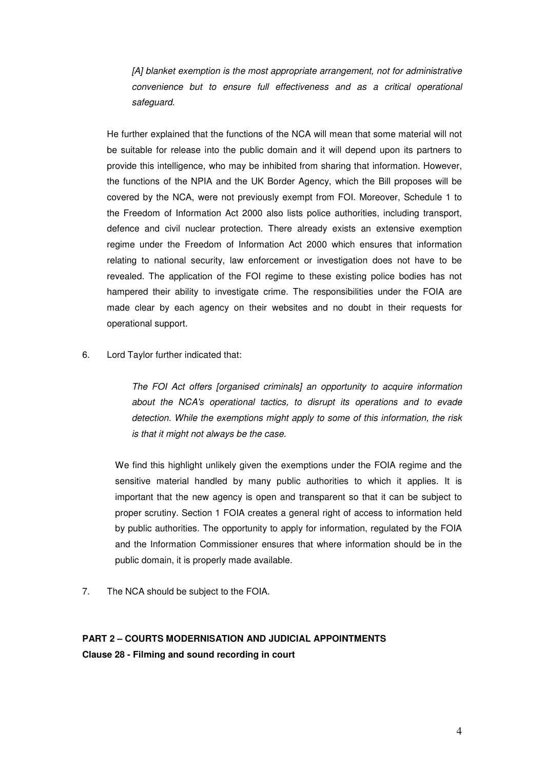> *[A] blanket exemption is the most appropriate arrangement, not for administrative convenience but to ensure full effectiveness and as a critical operational safeguard.*

He further explained that the functions of the NCA will mean that some material will not be suitable for release into the public domain and it will depend upon its partners to provide this intelligence, who may be inhibited from sharing that information. However, the functions of the NPIA and the UK Border Agency, which the Bill proposes will be covered by the NCA, were not previously exempt from FOI. Moreover, Schedule 1 to the Freedom of Information Act 2000 also lists police authorities, including transport, defence and civil nuclear protection. There already exists an extensive exemption regime under the Freedom of Information Act 2000 which ensures that information relating to national security, law enforcement or investigation does not have to be revealed. The application of the FOI regime to these existing police bodies has not hampered their ability to investigate crime. The responsibilities under the FOIA are made clear by each agency on their websites and no doubt in their requests for operational support.

6. Lord Taylor further indicated that:

> *The FOI Act offers [organised criminals] an opportunity to acquire information about the NCA's operational tactics, to disrupt its operations and to evade detection. While the exemptions might apply to some of this information, the risk is that it might not always be the case.*

We find this highlight unlikely given the exemptions under the FOIA regime and the sensitive material handled by many public authorities to which it applies. It is important that the new agency is open and transparent so that it can be subject to proper scrutiny. Section 1 FOIA creates a general right of access to information held by public authorities. The opportunity to apply for information, regulated by the FOIA and the Information Commissioner ensures that where information should be in the public domain, it is properly made available.

7. The NCA should be subject to the FOIA.

**PART 2 – COURTS MODERNISATION AND JUDICIAL APPOINTMENTS**

**Clause 28 - Filming and sound recording in court**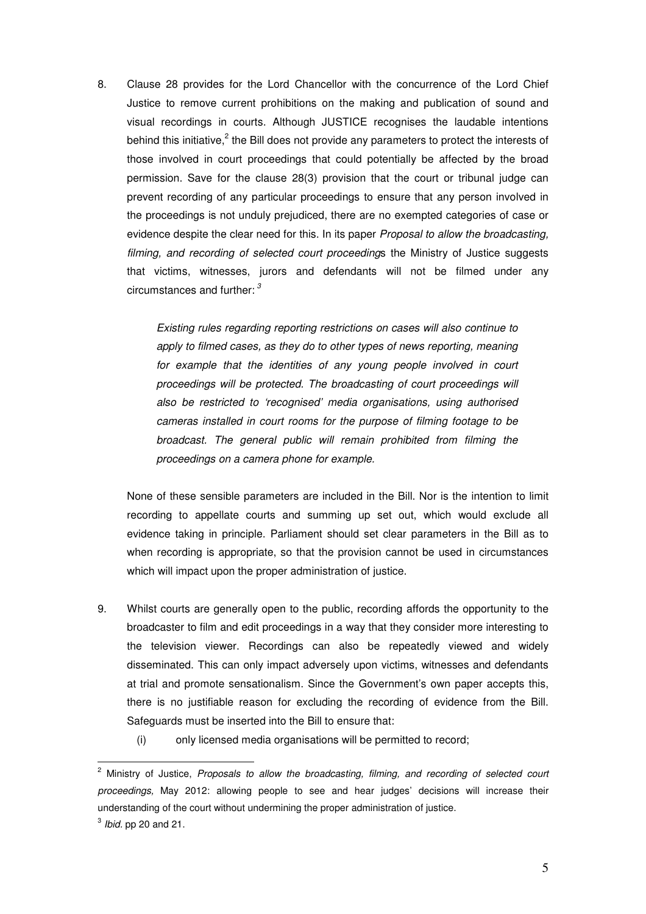8. Clause 28 provides for the Lord Chancellor with the concurrence of the Lord Chief Justice to remove current prohibitions on the making and publication of sound and visual recordings in courts. Although JUSTICE recognises the laudable intentions behind this initiative,[2] the Bill does not provide any parameters to protect the interests of those involved in court proceedings that could potentially be affected by the broad permission. Save for the clause 28(3) provision that the court or tribunal judge can prevent recording of any particular proceedings to ensure that any person involved in the proceedings is not unduly prejudiced, there are no exempted categories of case or evidence despite the clear need for this. In its paper *Proposal to allow the broadcasting, filming, and recording of selected court proceeding*s the Ministry of Justice suggests that victims, witnesses, jurors and defendants will not be filmed under any circumstances and further: [3]

> *Existing rules regarding reporting restrictions on cases will also continue to apply to filmed cases, as they do to other types of news reporting, meaning for example that the identities of any young people involved in court proceedings will be protected. The broadcasting of court proceedings will also be restricted to 'recognised' media organisations, using authorised cameras installed in court rooms for the purpose of filming footage to be broadcast. The general public will remain prohibited from filming the proceedings on a camera phone for example.*

None of these sensible parameters are included in the Bill. Nor is the intention to limit recording to appellate courts and summing up set out, which would exclude all evidence taking in principle. Parliament should set clear parameters in the Bill as to when recording is appropriate, so that the provision cannot be used in circumstances which will impact upon the proper administration of justice.

9. Whilst courts are generally open to the public, recording affords the opportunity to the broadcaster to film and edit proceedings in a way that they consider more interesting to the television viewer. Recordings can also be repeatedly viewed and widely disseminated. This can only impact adversely upon victims, witnesses and defendants at trial and promote sensationalism. Since the Government's own paper accepts this, there is no justifiable reason for excluding the recording of evidence from the Bill. Safeguards must be inserted into the Bill to ensure that:

    (i) only licensed media organisations will be permitted to record;

---

[2] Ministry of Justice, *Proposals to allow the broadcasting, filming, and recording of selected court proceedings,* May 2012: allowing people to see and hear judges' decisions will increase their understanding of the court without undermining the proper administration of justice.

[3] *Ibid.* pp 20 and 21.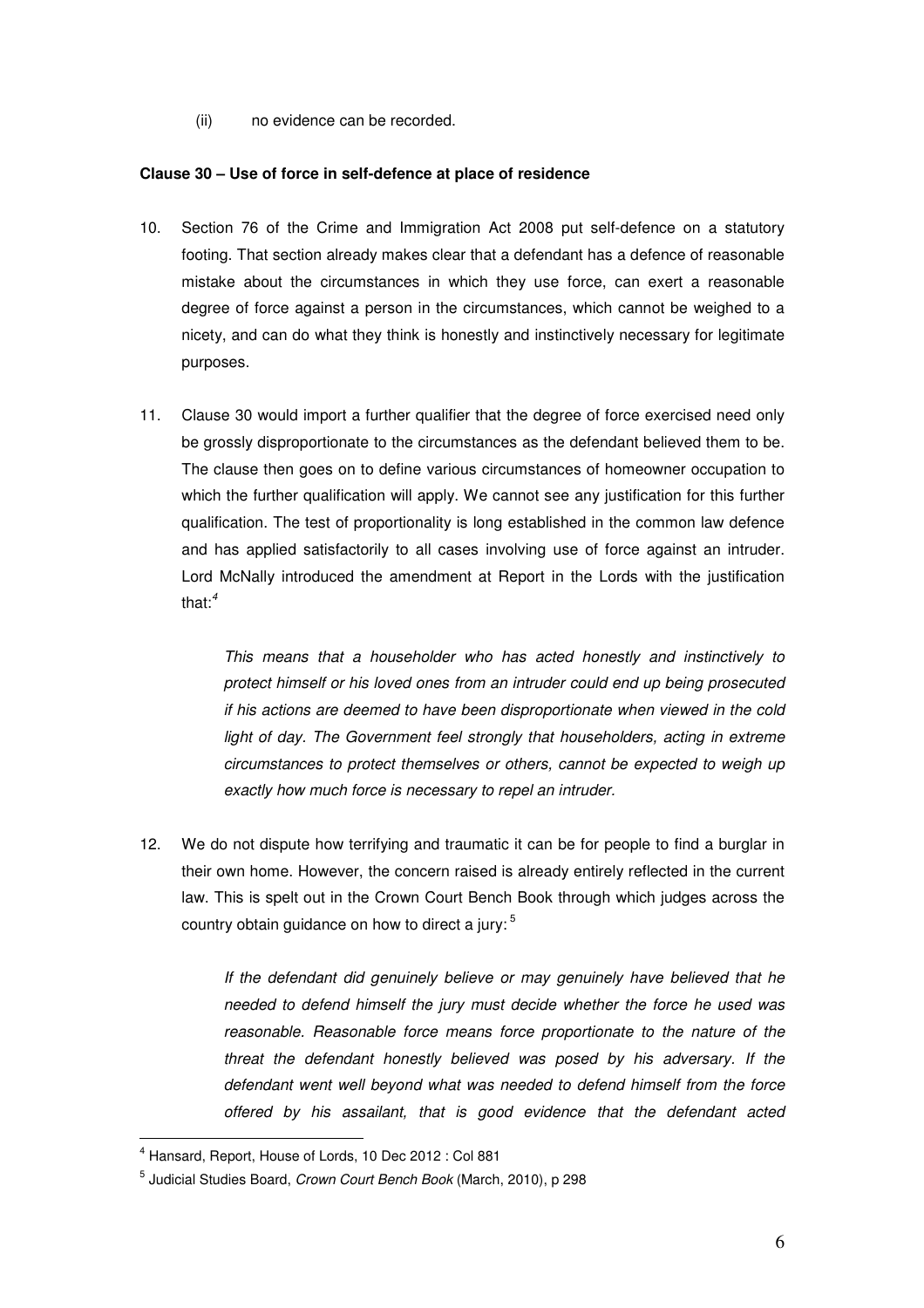(ii) no evidence can be recorded.

**Clause 30 – Use of force in self-defence at place of residence**

10. Section 76 of the Crime and Immigration Act 2008 put self-defence on a statutory footing. That section already makes clear that a defendant has a defence of reasonable mistake about the circumstances in which they use force, can exert a reasonable degree of force against a person in the circumstances, which cannot be weighed to a nicety, and can do what they think is honestly and instinctively necessary for legitimate purposes.

11. Clause 30 would import a further qualifier that the degree of force exercised need only be grossly disproportionate to the circumstances as the defendant believed them to be. The clause then goes on to define various circumstances of homeowner occupation to which the further qualification will apply. We cannot see any justification for this further qualification. The test of proportionality is long established in the common law defence and has applied satisfactorily to all cases involving use of force against an intruder. Lord McNally introduced the amendment at Report in the Lords with the justification that:[4]

   > *This means that a householder who has acted honestly and instinctively to protect himself or his loved ones from an intruder could end up being prosecuted if his actions are deemed to have been disproportionate when viewed in the cold light of day. The Government feel strongly that householders, acting in extreme circumstances to protect themselves or others, cannot be expected to weigh up exactly how much force is necessary to repel an intruder.*

12. We do not dispute how terrifying and traumatic it can be for people to find a burglar in their own home. However, the concern raised is already entirely reflected in the current law. This is spelt out in the Crown Court Bench Book through which judges across the country obtain guidance on how to direct a jury:[5]

   > *If the defendant did genuinely believe or may genuinely have believed that he needed to defend himself the jury must decide whether the force he used was reasonable. Reasonable force means force proportionate to the nature of the threat the defendant honestly believed was posed by his adversary. If the defendant went well beyond what was needed to defend himself from the force offered by his assailant, that is good evidence that the defendant acted*

---

[4] Hansard, Report, House of Lords, 10 Dec 2012 : Col 881

[5] Judicial Studies Board, *Crown Court Bench Book* (March, 2010), p 298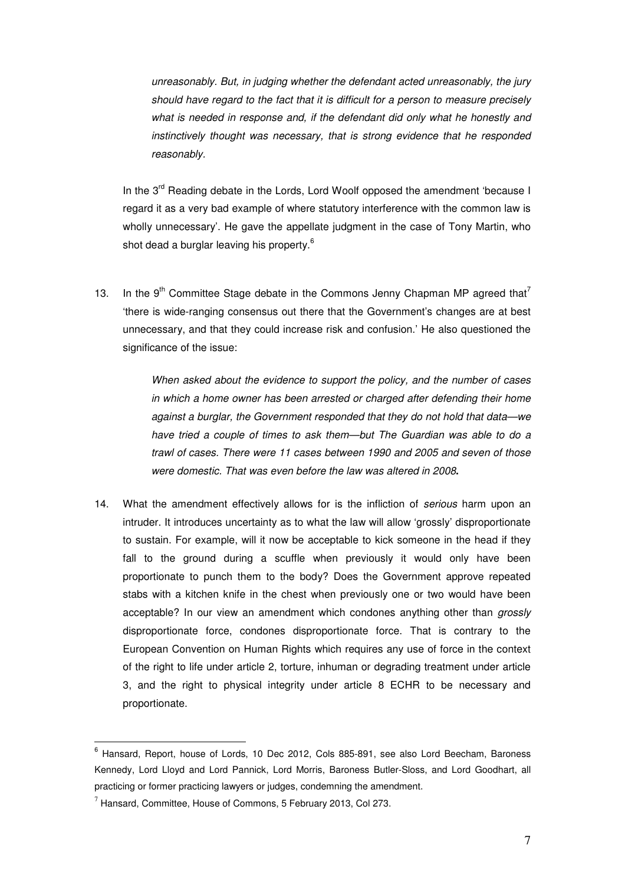> *unreasonably. But, in judging whether the defendant acted unreasonably, the jury should have regard to the fact that it is difficult for a person to measure precisely what is needed in response and, if the defendant did only what he honestly and instinctively thought was necessary, that is strong evidence that he responded reasonably.*

In the 3rd Reading debate in the Lords, Lord Woolf opposed the amendment 'because I regard it as a very bad example of where statutory interference with the common law is wholly unnecessary'. He gave the appellate judgment in the case of Tony Martin, who shot dead a burglar leaving his property.[6]

13. In the 9th Committee Stage debate in the Commons Jenny Chapman MP agreed that[7] 'there is wide-ranging consensus out there that the Government's changes are at best unnecessary, and that they could increase risk and confusion.' He also questioned the significance of the issue:

> *When asked about the evidence to support the policy, and the number of cases in which a home owner has been arrested or charged after defending their home against a burglar, the Government responded that they do not hold that data—we have tried a couple of times to ask them—but The Guardian was able to do a trawl of cases. There were 11 cases between 1990 and 2005 and seven of those were domestic. That was even before the law was altered in 2008.*

14. What the amendment effectively allows for is the infliction of *serious* harm upon an intruder. It introduces uncertainty as to what the law will allow 'grossly' disproportionate to sustain. For example, will it now be acceptable to kick someone in the head if they fall to the ground during a scuffle when previously it would only have been proportionate to punch them to the body? Does the Government approve repeated stabs with a kitchen knife in the chest when previously one or two would have been acceptable? In our view an amendment which condones anything other than *grossly* disproportionate force, condones disproportionate force. That is contrary to the European Convention on Human Rights which requires any use of force in the context of the right to life under article 2, torture, inhuman or degrading treatment under article 3, and the right to physical integrity under article 8 ECHR to be necessary and proportionate.

---

[6] Hansard, Report, house of Lords, 10 Dec 2012, Cols 885-891, see also Lord Beecham, Baroness Kennedy, Lord Lloyd and Lord Pannick, Lord Morris, Baroness Butler-Sloss, and Lord Goodhart, all practicing or former practicing lawyers or judges, condemning the amendment.

[7] Hansard, Committee, House of Commons, 5 February 2013, Col 273.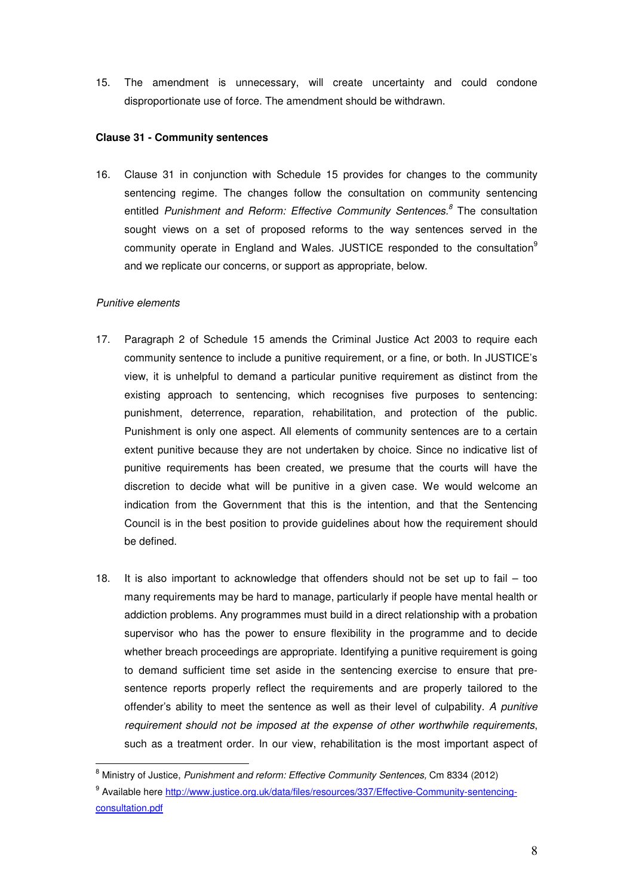15. The amendment is unnecessary, will create uncertainty and could condone disproportionate use of force. The amendment should be withdrawn.

**Clause 31 - Community sentences**

16. Clause 31 in conjunction with Schedule 15 provides for changes to the community sentencing regime. The changes follow the consultation on community sentencing entitled *Punishment and Reform: Effective Community Sentences.*[8] The consultation sought views on a set of proposed reforms to the way sentences served in the community operate in England and Wales. JUSTICE responded to the consultation[9] and we replicate our concerns, or support as appropriate, below.

*Punitive elements*

17. Paragraph 2 of Schedule 15 amends the Criminal Justice Act 2003 to require each community sentence to include a punitive requirement, or a fine, or both. In JUSTICE's view, it is unhelpful to demand a particular punitive requirement as distinct from the existing approach to sentencing, which recognises five purposes to sentencing: punishment, deterrence, reparation, rehabilitation, and protection of the public. Punishment is only one aspect. All elements of community sentences are to a certain extent punitive because they are not undertaken by choice. Since no indicative list of punitive requirements has been created, we presume that the courts will have the discretion to decide what will be punitive in a given case. We would welcome an indication from the Government that this is the intention, and that the Sentencing Council is in the best position to provide guidelines about how the requirement should be defined.

18. It is also important to acknowledge that offenders should not be set up to fail – too many requirements may be hard to manage, particularly if people have mental health or addiction problems. Any programmes must build in a direct relationship with a probation supervisor who has the power to ensure flexibility in the programme and to decide whether breach proceedings are appropriate. Identifying a punitive requirement is going to demand sufficient time set aside in the sentencing exercise to ensure that pre-sentence reports properly reflect the requirements and are properly tailored to the offender's ability to meet the sentence as well as their level of culpability. *A punitive requirement should not be imposed at the expense of other worthwhile requirements*, such as a treatment order. In our view, rehabilitation is the most important aspect of

---

[8] Ministry of Justice, *Punishment and reform: Effective Community Sentences,* Cm 8334 (2012)

[9] Available here http://www.justice.org.uk/data/files/resources/337/Effective-Community-sentencing-consultation.pdf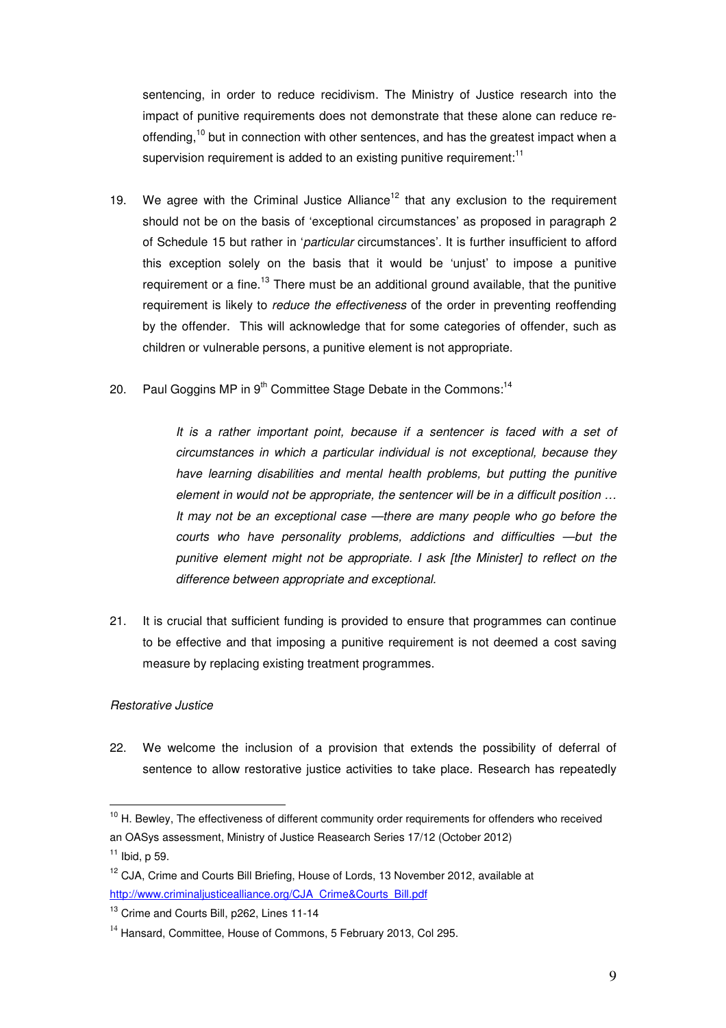sentencing, in order to reduce recidivism. The Ministry of Justice research into the impact of punitive requirements does not demonstrate that these alone can reduce re-offending,[10] but in connection with other sentences, and has the greatest impact when a supervision requirement is added to an existing punitive requirement:[11]

19. We agree with the Criminal Justice Alliance[12] that any exclusion to the requirement should not be on the basis of 'exceptional circumstances' as proposed in paragraph 2 of Schedule 15 but rather in '*particular* circumstances'. It is further insufficient to afford this exception solely on the basis that it would be 'unjust' to impose a punitive requirement or a fine.[13] There must be an additional ground available, that the punitive requirement is likely to *reduce the effectiveness* of the order in preventing reoffending by the offender. This will acknowledge that for some categories of offender, such as children or vulnerable persons, a punitive element is not appropriate.

20. Paul Goggins MP in 9th Committee Stage Debate in the Commons:[14]

> *It is a rather important point, because if a sentencer is faced with a set of circumstances in which a particular individual is not exceptional, because they have learning disabilities and mental health problems, but putting the punitive element in would not be appropriate, the sentencer will be in a difficult position … It may not be an exceptional case —there are many people who go before the courts who have personality problems, addictions and difficulties —but the punitive element might not be appropriate. I ask [the Minister] to reflect on the difference between appropriate and exceptional.*

21. It is crucial that sufficient funding is provided to ensure that programmes can continue to be effective and that imposing a punitive requirement is not deemed a cost saving measure by replacing existing treatment programmes.

*Restorative Justice*

22. We welcome the inclusion of a provision that extends the possibility of deferral of sentence to allow restorative justice activities to take place. Research has repeatedly

---

[10] H. Bewley, The effectiveness of different community order requirements for offenders who received an OASys assessment, Ministry of Justice Reasearch Series 17/12 (October 2012)

[11] Ibid, p 59.

[12] CJA, Crime and Courts Bill Briefing, House of Lords, 13 November 2012, available at http://www.criminaljusticealliance.org/CJA_Crime&Courts_Bill.pdf

[13] Crime and Courts Bill, p262, Lines 11-14

[14] Hansard, Committee, House of Commons, 5 February 2013, Col 295.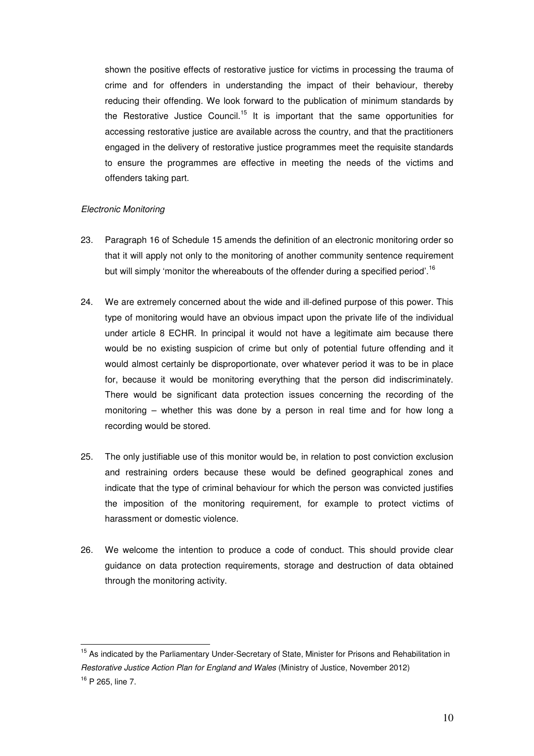shown the positive effects of restorative justice for victims in processing the trauma of crime and for offenders in understanding the impact of their behaviour, thereby reducing their offending. We look forward to the publication of minimum standards by the Restorative Justice Council.[15] It is important that the same opportunities for accessing restorative justice are available across the country, and that the practitioners engaged in the delivery of restorative justice programmes meet the requisite standards to ensure the programmes are effective in meeting the needs of the victims and offenders taking part.

*Electronic Monitoring*

23. Paragraph 16 of Schedule 15 amends the definition of an electronic monitoring order so that it will apply not only to the monitoring of another community sentence requirement but will simply 'monitor the whereabouts of the offender during a specified period'.[16]

24. We are extremely concerned about the wide and ill-defined purpose of this power. This type of monitoring would have an obvious impact upon the private life of the individual under article 8 ECHR. In principal it would not have a legitimate aim because there would be no existing suspicion of crime but only of potential future offending and it would almost certainly be disproportionate, over whatever period it was to be in place for, because it would be monitoring everything that the person did indiscriminately. There would be significant data protection issues concerning the recording of the monitoring – whether this was done by a person in real time and for how long a recording would be stored.

25. The only justifiable use of this monitor would be, in relation to post conviction exclusion and restraining orders because these would be defined geographical zones and indicate that the type of criminal behaviour for which the person was convicted justifies the imposition of the monitoring requirement, for example to protect victims of harassment or domestic violence.

26. We welcome the intention to produce a code of conduct. This should provide clear guidance on data protection requirements, storage and destruction of data obtained through the monitoring activity.

---

[15] As indicated by the Parliamentary Under-Secretary of State, Minister for Prisons and Rehabilitation in *Restorative Justice Action Plan for England and Wales* (Ministry of Justice, November 2012)

[16] P 265, line 7.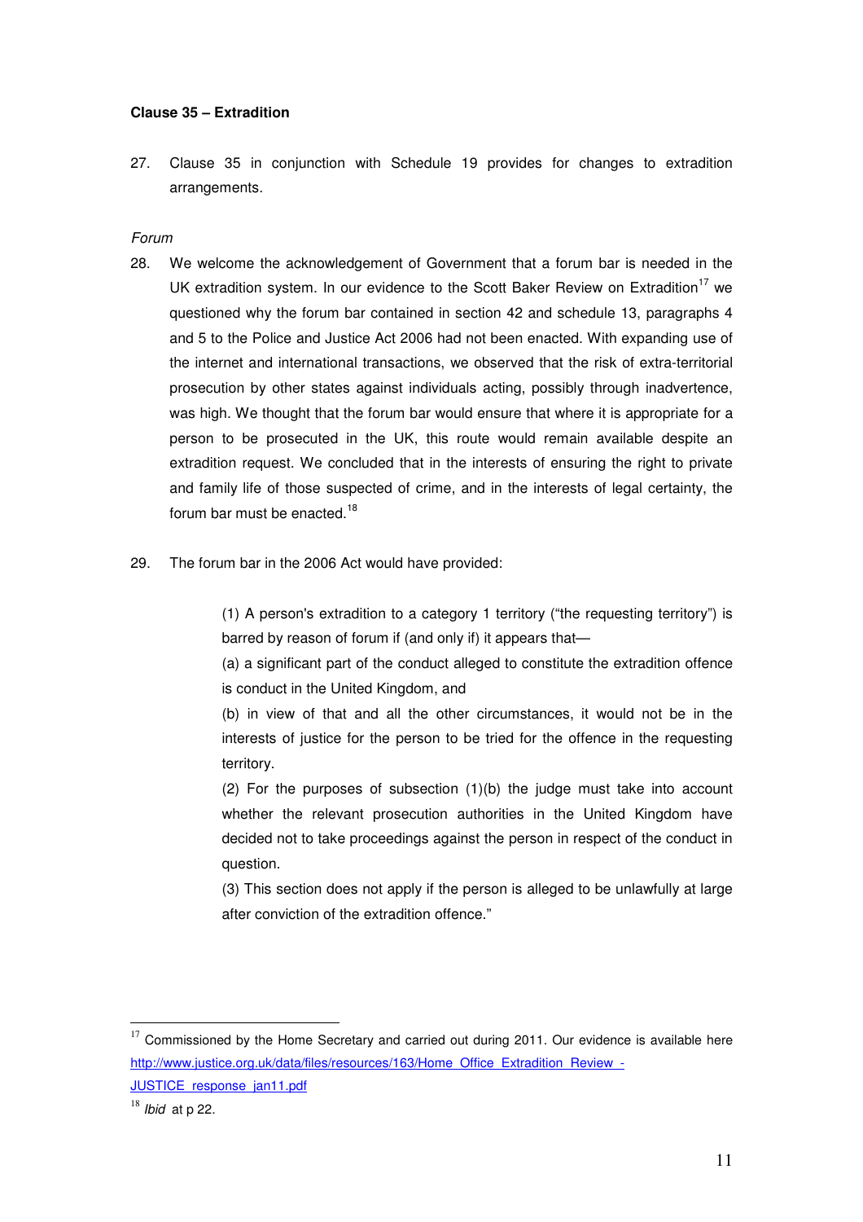**Clause 35 – Extradition**

27. Clause 35 in conjunction with Schedule 19 provides for changes to extradition arrangements.

*Forum*

28. We welcome the acknowledgement of Government that a forum bar is needed in the UK extradition system. In our evidence to the Scott Baker Review on Extradition[17] we questioned why the forum bar contained in section 42 and schedule 13, paragraphs 4 and 5 to the Police and Justice Act 2006 had not been enacted. With expanding use of the internet and international transactions, we observed that the risk of extra-territorial prosecution by other states against individuals acting, possibly through inadvertence, was high. We thought that the forum bar would ensure that where it is appropriate for a person to be prosecuted in the UK, this route would remain available despite an extradition request. We concluded that in the interests of ensuring the right to private and family life of those suspected of crime, and in the interests of legal certainty, the forum bar must be enacted.[18]

29. The forum bar in the 2006 Act would have provided:

> (1) A person's extradition to a category 1 territory ("the requesting territory") is barred by reason of forum if (and only if) it appears that—
>
> (a) a significant part of the conduct alleged to constitute the extradition offence is conduct in the United Kingdom, and
>
> (b) in view of that and all the other circumstances, it would not be in the interests of justice for the person to be tried for the offence in the requesting territory.
>
> (2) For the purposes of subsection (1)(b) the judge must take into account whether the relevant prosecution authorities in the United Kingdom have decided not to take proceedings against the person in respect of the conduct in question.
>
> (3) This section does not apply if the person is alleged to be unlawfully at large after conviction of the extradition offence."

---

[17] Commissioned by the Home Secretary and carried out during 2011. Our evidence is available here http://www.justice.org.uk/data/files/resources/163/Home_Office_Extradition_Review_-JUSTICE_response_jan11.pdf

[18] *Ibid* at p 22.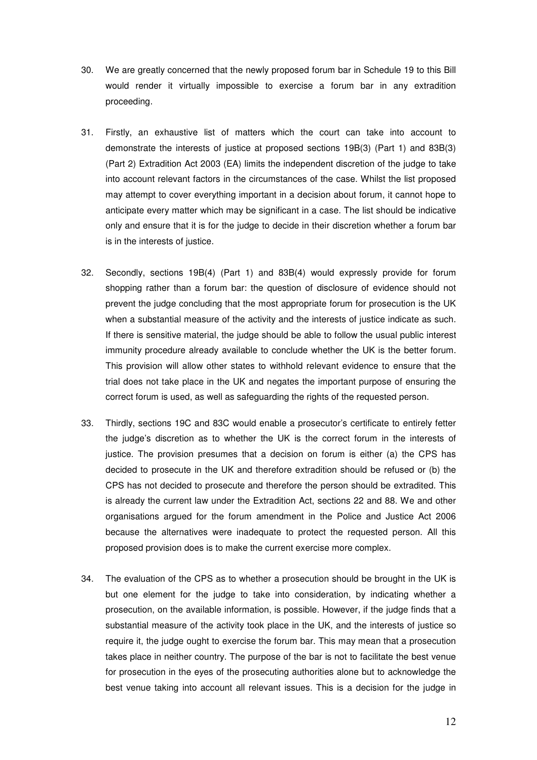30. We are greatly concerned that the newly proposed forum bar in Schedule 19 to this Bill would render it virtually impossible to exercise a forum bar in any extradition proceeding.

31. Firstly, an exhaustive list of matters which the court can take into account to demonstrate the interests of justice at proposed sections 19B(3) (Part 1) and 83B(3) (Part 2) Extradition Act 2003 (EA) limits the independent discretion of the judge to take into account relevant factors in the circumstances of the case. Whilst the list proposed may attempt to cover everything important in a decision about forum, it cannot hope to anticipate every matter which may be significant in a case. The list should be indicative only and ensure that it is for the judge to decide in their discretion whether a forum bar is in the interests of justice.

32. Secondly, sections 19B(4) (Part 1) and 83B(4) would expressly provide for forum shopping rather than a forum bar: the question of disclosure of evidence should not prevent the judge concluding that the most appropriate forum for prosecution is the UK when a substantial measure of the activity and the interests of justice indicate as such. If there is sensitive material, the judge should be able to follow the usual public interest immunity procedure already available to conclude whether the UK is the better forum. This provision will allow other states to withhold relevant evidence to ensure that the trial does not take place in the UK and negates the important purpose of ensuring the correct forum is used, as well as safeguarding the rights of the requested person.

33. Thirdly, sections 19C and 83C would enable a prosecutor's certificate to entirely fetter the judge's discretion as to whether the UK is the correct forum in the interests of justice. The provision presumes that a decision on forum is either (a) the CPS has decided to prosecute in the UK and therefore extradition should be refused or (b) the CPS has not decided to prosecute and therefore the person should be extradited. This is already the current law under the Extradition Act, sections 22 and 88. We and other organisations argued for the forum amendment in the Police and Justice Act 2006 because the alternatives were inadequate to protect the requested person. All this proposed provision does is to make the current exercise more complex.

34. The evaluation of the CPS as to whether a prosecution should be brought in the UK is but one element for the judge to take into consideration, by indicating whether a prosecution, on the available information, is possible. However, if the judge finds that a substantial measure of the activity took place in the UK, and the interests of justice so require it, the judge ought to exercise the forum bar. This may mean that a prosecution takes place in neither country. The purpose of the bar is not to facilitate the best venue for prosecution in the eyes of the prosecuting authorities alone but to acknowledge the best venue taking into account all relevant issues. This is a decision for the judge in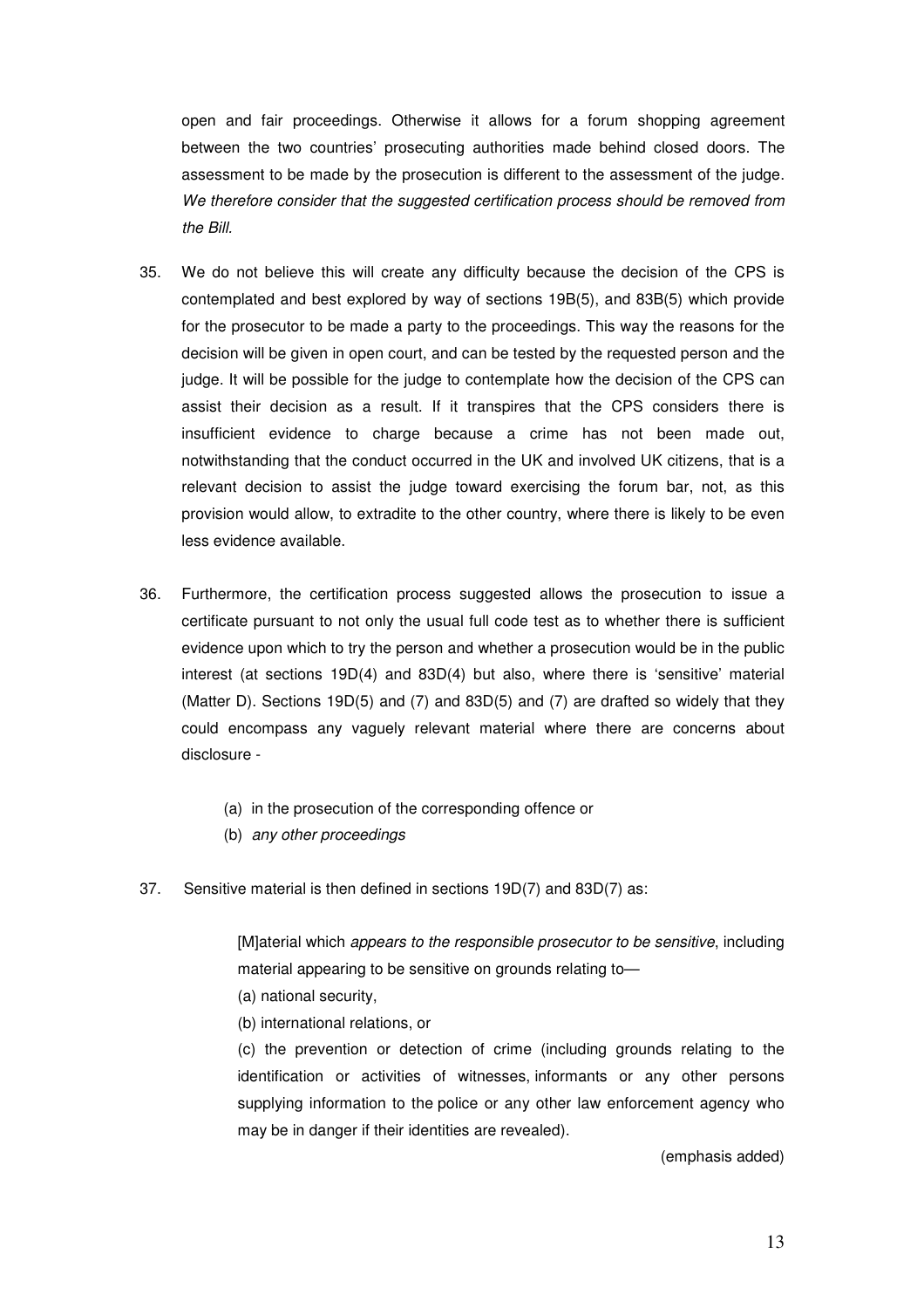open and fair proceedings. Otherwise it allows for a forum shopping agreement between the two countries' prosecuting authorities made behind closed doors. The assessment to be made by the prosecution is different to the assessment of the judge. *We therefore consider that the suggested certification process should be removed from the Bill.*

35. We do not believe this will create any difficulty because the decision of the CPS is contemplated and best explored by way of sections 19B(5), and 83B(5) which provide for the prosecutor to be made a party to the proceedings. This way the reasons for the decision will be given in open court, and can be tested by the requested person and the judge. It will be possible for the judge to contemplate how the decision of the CPS can assist their decision as a result. If it transpires that the CPS considers there is insufficient evidence to charge because a crime has not been made out, notwithstanding that the conduct occurred in the UK and involved UK citizens, that is a relevant decision to assist the judge toward exercising the forum bar, not, as this provision would allow, to extradite to the other country, where there is likely to be even less evidence available.

36. Furthermore, the certification process suggested allows the prosecution to issue a certificate pursuant to not only the usual full code test as to whether there is sufficient evidence upon which to try the person and whether a prosecution would be in the public interest (at sections 19D(4) and 83D(4) but also, where there is 'sensitive' material (Matter D). Sections 19D(5) and (7) and 83D(5) and (7) are drafted so widely that they could encompass any vaguely relevant material where there are concerns about disclosure -

    (a) in the prosecution of the corresponding offence or
    (b) *any other proceedings*

37. Sensitive material is then defined in sections 19D(7) and 83D(7) as:

> [M]aterial which *appears to the responsible prosecutor to be sensitive*, including material appearing to be sensitive on grounds relating to—
> (a) national security,
> (b) international relations, or
> (c) the prevention or detection of crime (including grounds relating to the identification or activities of witnesses, informants or any other persons supplying information to the police or any other law enforcement agency who may be in danger if their identities are revealed).
>
> (emphasis added)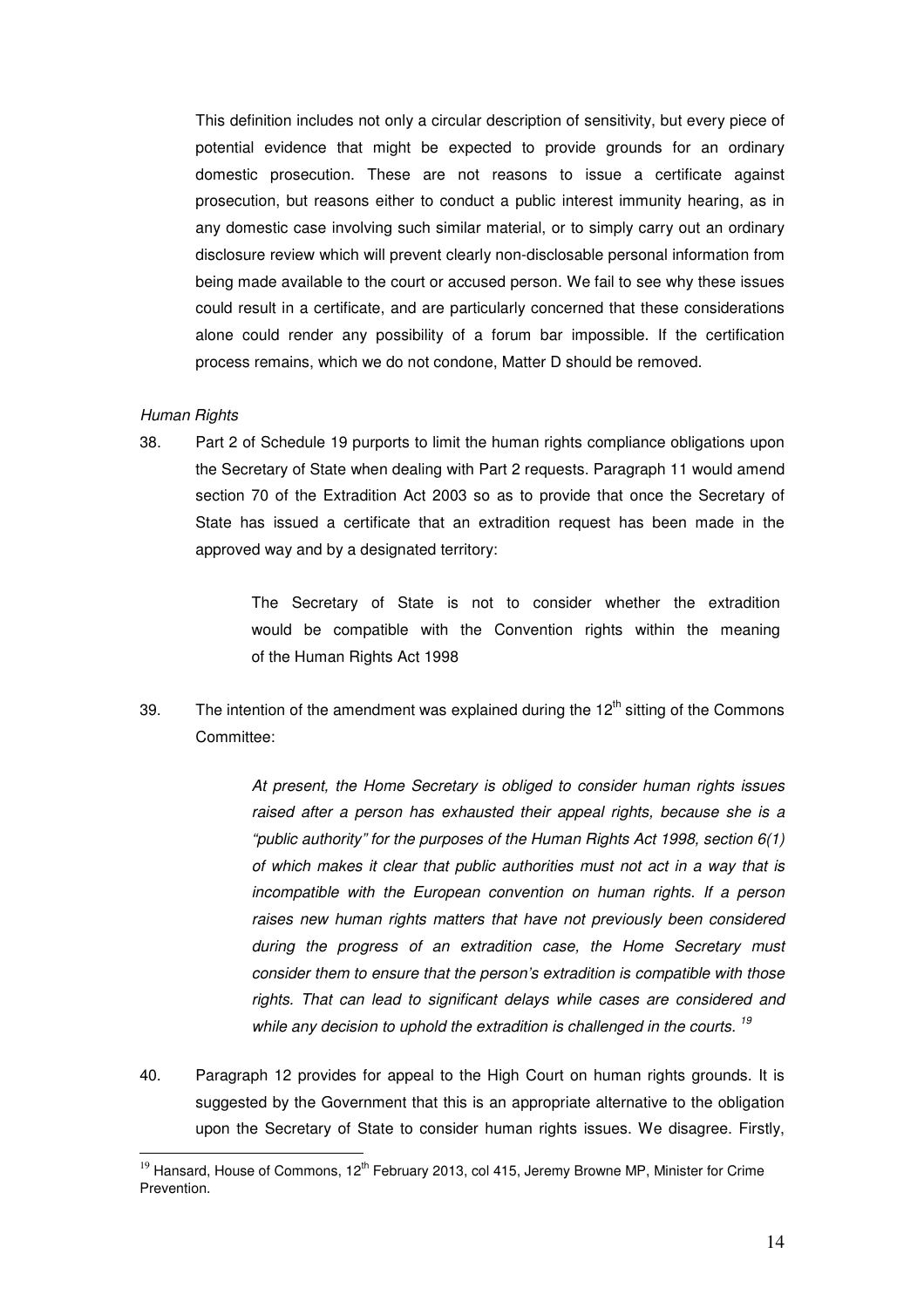This definition includes not only a circular description of sensitivity, but every piece of potential evidence that might be expected to provide grounds for an ordinary domestic prosecution. These are not reasons to issue a certificate against prosecution, but reasons either to conduct a public interest immunity hearing, as in any domestic case involving such similar material, or to simply carry out an ordinary disclosure review which will prevent clearly non-disclosable personal information from being made available to the court or accused person. We fail to see why these issues could result in a certificate, and are particularly concerned that these considerations alone could render any possibility of a forum bar impossible. If the certification process remains, which we do not condone, Matter D should be removed.

*Human Rights*

38. Part 2 of Schedule 19 purports to limit the human rights compliance obligations upon the Secretary of State when dealing with Part 2 requests. Paragraph 11 would amend section 70 of the Extradition Act 2003 so as to provide that once the Secretary of State has issued a certificate that an extradition request has been made in the approved way and by a designated territory:

> The Secretary of State is not to consider whether the extradition would be compatible with the Convention rights within the meaning of the Human Rights Act 1998

39. The intention of the amendment was explained during the 12th sitting of the Commons Committee:

> *At present, the Home Secretary is obliged to consider human rights issues raised after a person has exhausted their appeal rights, because she is a "public authority" for the purposes of the Human Rights Act 1998, section 6(1) of which makes it clear that public authorities must not act in a way that is incompatible with the European convention on human rights. If a person raises new human rights matters that have not previously been considered during the progress of an extradition case, the Home Secretary must consider them to ensure that the person's extradition is compatible with those rights. That can lead to significant delays while cases are considered and while any decision to uphold the extradition is challenged in the courts.* [19]

40. Paragraph 12 provides for appeal to the High Court on human rights grounds. It is suggested by the Government that this is an appropriate alternative to the obligation upon the Secretary of State to consider human rights issues. We disagree. Firstly,

---

[19] Hansard, House of Commons, 12th February 2013, col 415, Jeremy Browne MP, Minister for Crime Prevention.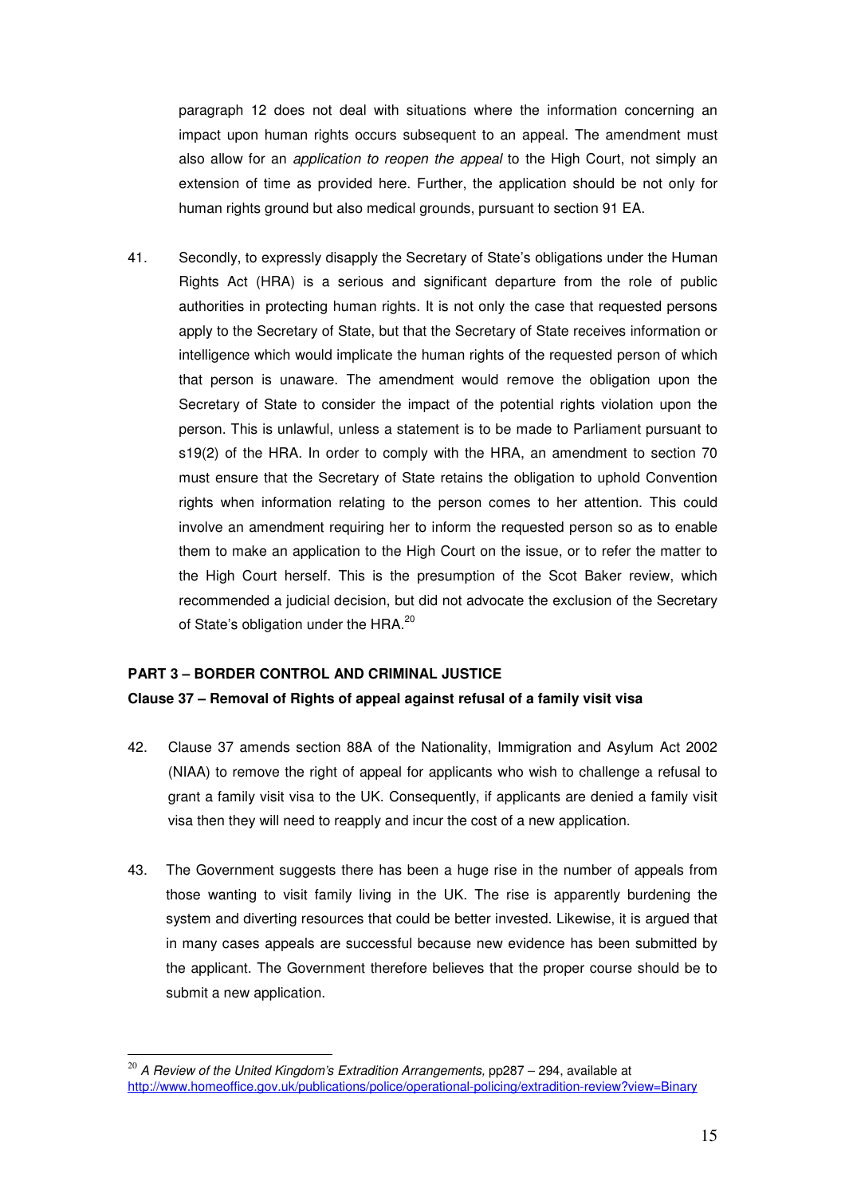paragraph 12 does not deal with situations where the information concerning an impact upon human rights occurs subsequent to an appeal. The amendment must also allow for an *application to reopen the appeal* to the High Court, not simply an extension of time as provided here. Further, the application should be not only for human rights ground but also medical grounds, pursuant to section 91 EA.

41. Secondly, to expressly disapply the Secretary of State's obligations under the Human Rights Act (HRA) is a serious and significant departure from the role of public authorities in protecting human rights. It is not only the case that requested persons apply to the Secretary of State, but that the Secretary of State receives information or intelligence which would implicate the human rights of the requested person of which that person is unaware. The amendment would remove the obligation upon the Secretary of State to consider the impact of the potential rights violation upon the person. This is unlawful, unless a statement is to be made to Parliament pursuant to s19(2) of the HRA. In order to comply with the HRA, an amendment to section 70 must ensure that the Secretary of State retains the obligation to uphold Convention rights when information relating to the person comes to her attention. This could involve an amendment requiring her to inform the requested person so as to enable them to make an application to the High Court on the issue, or to refer the matter to the High Court herself. This is the presumption of the Scot Baker review, which recommended a judicial decision, but did not advocate the exclusion of the Secretary of State's obligation under the HRA.[20]

## PART 3 – BORDER CONTROL AND CRIMINAL JUSTICE

### Clause 37 – Removal of Rights of appeal against refusal of a family visit visa

42. Clause 37 amends section 88A of the Nationality, Immigration and Asylum Act 2002 (NIAA) to remove the right of appeal for applicants who wish to challenge a refusal to grant a family visit visa to the UK. Consequently, if applicants are denied a family visit visa then they will need to reapply and incur the cost of a new application.

43. The Government suggests there has been a huge rise in the number of appeals from those wanting to visit family living in the UK. The rise is apparently burdening the system and diverting resources that could be better invested. Likewise, it is argued that in many cases appeals are successful because new evidence has been submitted by the applicant. The Government therefore believes that the proper course should be to submit a new application.

---

[20] *A Review of the United Kingdom's Extradition Arrangements,* pp287 – 294, available at http://www.homeoffice.gov.uk/publications/police/operational-policing/extradition-review?view=Binary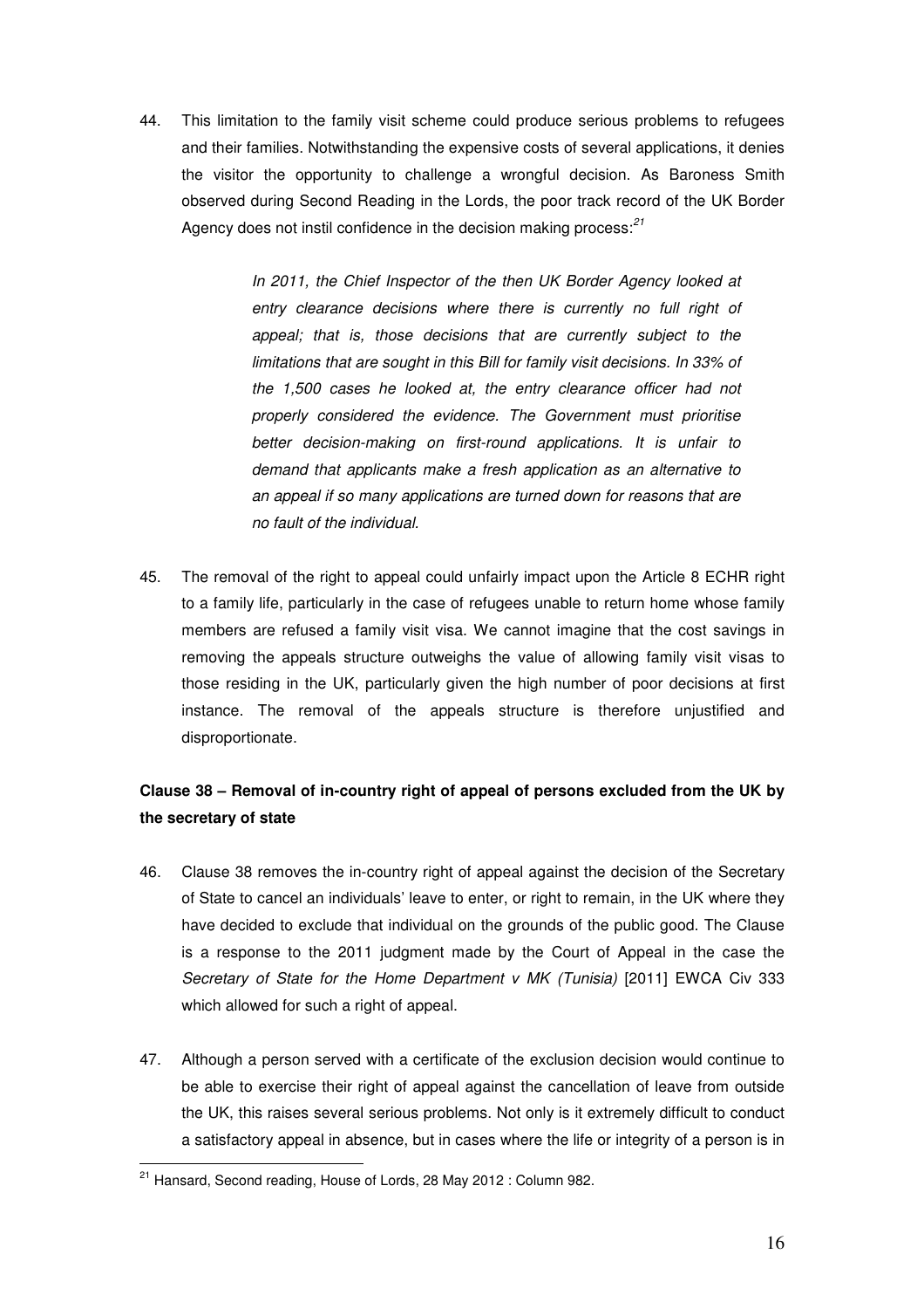44. This limitation to the family visit scheme could produce serious problems to refugees and their families. Notwithstanding the expensive costs of several applications, it denies the visitor the opportunity to challenge a wrongful decision. As Baroness Smith observed during Second Reading in the Lords, the poor track record of the UK Border Agency does not instil confidence in the decision making process:[21]

> *In 2011, the Chief Inspector of the then UK Border Agency looked at entry clearance decisions where there is currently no full right of appeal; that is, those decisions that are currently subject to the limitations that are sought in this Bill for family visit decisions. In 33% of the 1,500 cases he looked at, the entry clearance officer had not properly considered the evidence. The Government must prioritise better decision-making on first-round applications. It is unfair to demand that applicants make a fresh application as an alternative to an appeal if so many applications are turned down for reasons that are no fault of the individual.*

45. The removal of the right to appeal could unfairly impact upon the Article 8 ECHR right to a family life, particularly in the case of refugees unable to return home whose family members are refused a family visit visa. We cannot imagine that the cost savings in removing the appeals structure outweighs the value of allowing family visit visas to those residing in the UK, particularly given the high number of poor decisions at first instance. The removal of the appeals structure is therefore unjustified and disproportionate.

**Clause 38 – Removal of in-country right of appeal of persons excluded from the UK by the secretary of state**

46. Clause 38 removes the in-country right of appeal against the decision of the Secretary of State to cancel an individuals' leave to enter, or right to remain, in the UK where they have decided to exclude that individual on the grounds of the public good. The Clause is a response to the 2011 judgment made by the Court of Appeal in the case the *Secretary of State for the Home Department v MK (Tunisia)* [2011] EWCA Civ 333 which allowed for such a right of appeal.

47. Although a person served with a certificate of the exclusion decision would continue to be able to exercise their right of appeal against the cancellation of leave from outside the UK, this raises several serious problems. Not only is it extremely difficult to conduct a satisfactory appeal in absence, but in cases where the life or integrity of a person is in

---

[21] Hansard, Second reading, House of Lords, 28 May 2012 : Column 982.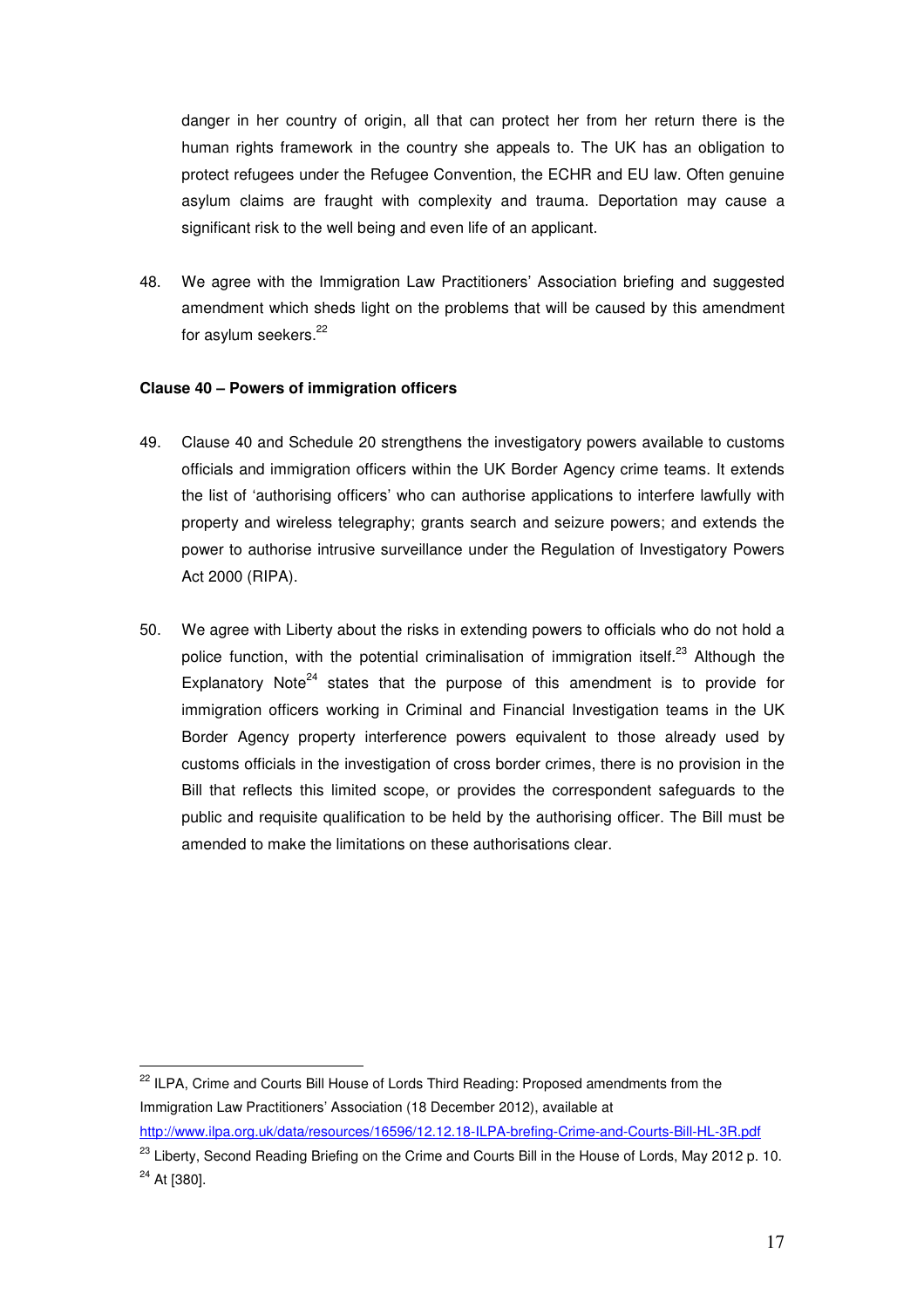danger in her country of origin, all that can protect her from her return there is the human rights framework in the country she appeals to. The UK has an obligation to protect refugees under the Refugee Convention, the ECHR and EU law. Often genuine asylum claims are fraught with complexity and trauma. Deportation may cause a significant risk to the well being and even life of an applicant.

48. We agree with the Immigration Law Practitioners' Association briefing and suggested amendment which sheds light on the problems that will be caused by this amendment for asylum seekers.[22]

**Clause 40 – Powers of immigration officers**

49. Clause 40 and Schedule 20 strengthens the investigatory powers available to customs officials and immigration officers within the UK Border Agency crime teams. It extends the list of 'authorising officers' who can authorise applications to interfere lawfully with property and wireless telegraphy; grants search and seizure powers; and extends the power to authorise intrusive surveillance under the Regulation of Investigatory Powers Act 2000 (RIPA).

50. We agree with Liberty about the risks in extending powers to officials who do not hold a police function, with the potential criminalisation of immigration itself.[23] Although the Explanatory Note[24] states that the purpose of this amendment is to provide for immigration officers working in Criminal and Financial Investigation teams in the UK Border Agency property interference powers equivalent to those already used by customs officials in the investigation of cross border crimes, there is no provision in the Bill that reflects this limited scope, or provides the correspondent safeguards to the public and requisite qualification to be held by the authorising officer. The Bill must be amended to make the limitations on these authorisations clear.

---

[22] ILPA, Crime and Courts Bill House of Lords Third Reading: Proposed amendments from the Immigration Law Practitioners' Association (18 December 2012), available at http://www.ilpa.org.uk/data/resources/16596/12.12.18-ILPA-brefing-Crime-and-Courts-Bill-HL-3R.pdf

[23] Liberty, Second Reading Briefing on the Crime and Courts Bill in the House of Lords, May 2012 p. 10.

[24] At [380].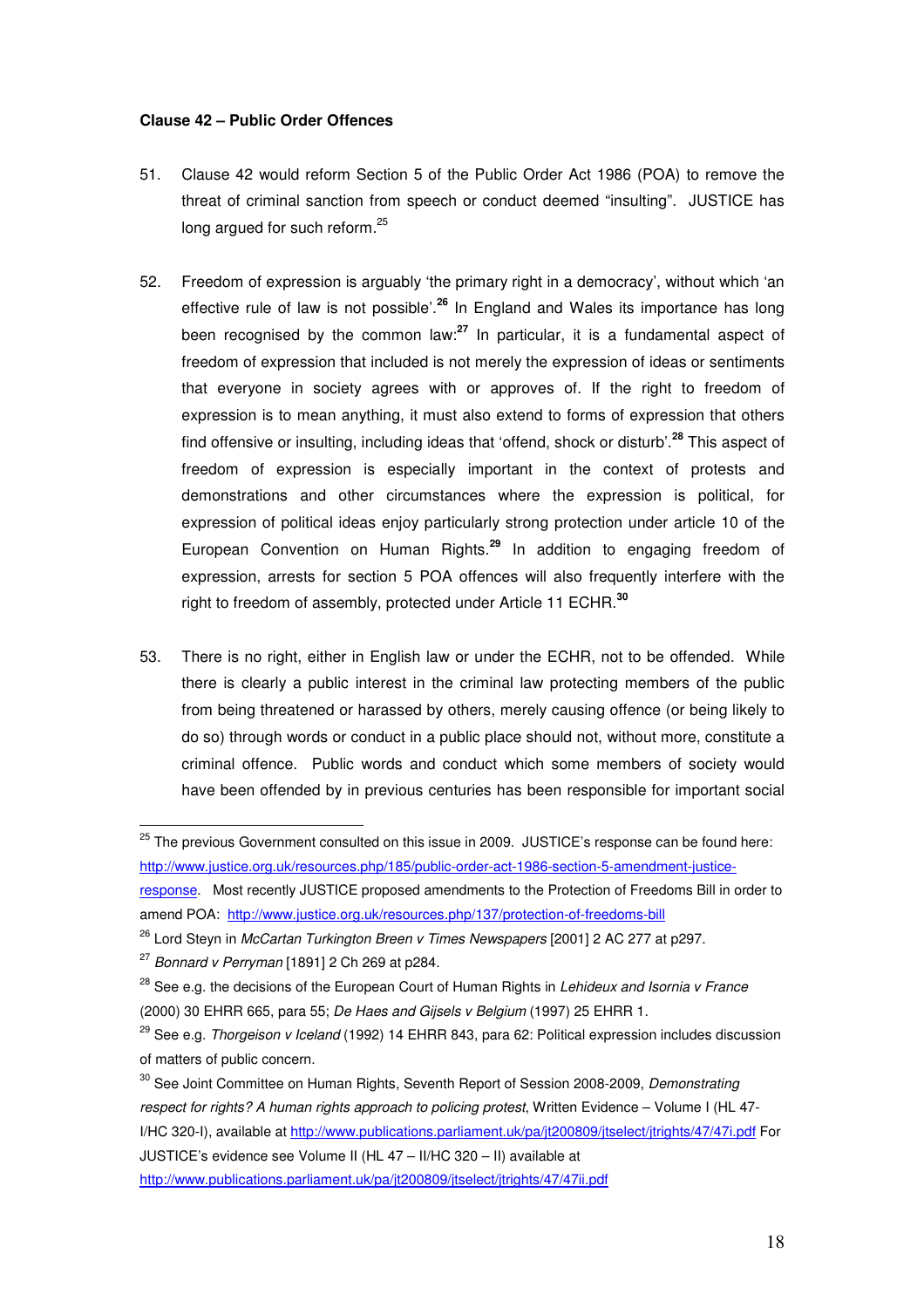**Clause 42 – Public Order Offences**

51. Clause 42 would reform Section 5 of the Public Order Act 1986 (POA) to remove the threat of criminal sanction from speech or conduct deemed "insulting". JUSTICE has long argued for such reform.[25]

52. Freedom of expression is arguably 'the primary right in a democracy', without which 'an effective rule of law is not possible'.[26] In England and Wales its importance has long been recognised by the common law:[27] In particular, it is a fundamental aspect of freedom of expression that included is not merely the expression of ideas or sentiments that everyone in society agrees with or approves of. If the right to freedom of expression is to mean anything, it must also extend to forms of expression that others find offensive or insulting, including ideas that 'offend, shock or disturb'.[28] This aspect of freedom of expression is especially important in the context of protests and demonstrations and other circumstances where the expression is political, for expression of political ideas enjoy particularly strong protection under article 10 of the European Convention on Human Rights.[29] In addition to engaging freedom of expression, arrests for section 5 POA offences will also frequently interfere with the right to freedom of assembly, protected under Article 11 ECHR.[30]

53. There is no right, either in English law or under the ECHR, not to be offended. While there is clearly a public interest in the criminal law protecting members of the public from being threatened or harassed by others, merely causing offence (or being likely to do so) through words or conduct in a public place should not, without more, constitute a criminal offence. Public words and conduct which some members of society would have been offended by in previous centuries has been responsible for important social

---

[25] The previous Government consulted on this issue in 2009. JUSTICE's response can be found here: http://www.justice.org.uk/resources.php/185/public-order-act-1986-section-5-amendment-justice-response. Most recently JUSTICE proposed amendments to the Protection of Freedoms Bill in order to amend POA: http://www.justice.org.uk/resources.php/137/protection-of-freedoms-bill

[26] Lord Steyn in *McCartan Turkington Breen v Times Newspapers* [2001] 2 AC 277 at p297.

[27] *Bonnard v Perryman* [1891] 2 Ch 269 at p284.

[28] See e.g. the decisions of the European Court of Human Rights in *Lehideux and Isornia v France* (2000) 30 EHRR 665, para 55; *De Haes and Gijsels v Belgium* (1997) 25 EHRR 1.

[29] See e.g. *Thorgeison v Iceland* (1992) 14 EHRR 843, para 62: Political expression includes discussion of matters of public concern.

[30] See Joint Committee on Human Rights, Seventh Report of Session 2008-2009, *Demonstrating respect for rights? A human rights approach to policing protest*, Written Evidence – Volume I (HL 47-I/HC 320-I), available at http://www.publications.parliament.uk/pa/jt200809/jtselect/jtrights/47/47i.pdf For JUSTICE's evidence see Volume II (HL 47 – II/HC 320 – II) available at http://www.publications.parliament.uk/pa/jt200809/jtselect/jtrights/47/47ii.pdf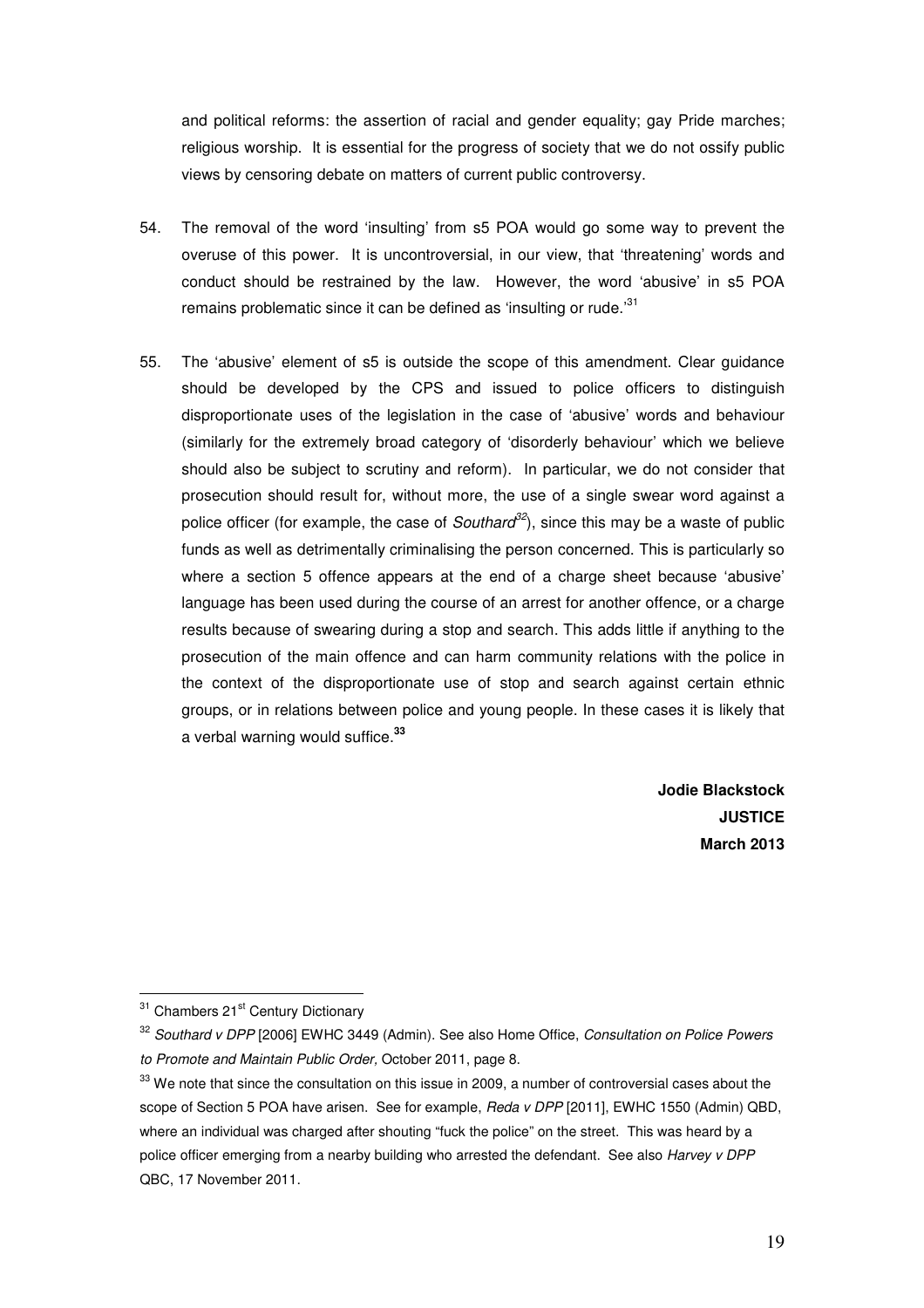and political reforms: the assertion of racial and gender equality; gay Pride marches; religious worship. It is essential for the progress of society that we do not ossify public views by censoring debate on matters of current public controversy.

54. The removal of the word 'insulting' from s5 POA would go some way to prevent the overuse of this power. It is uncontroversial, in our view, that 'threatening' words and conduct should be restrained by the law. However, the word 'abusive' in s5 POA remains problematic since it can be defined as 'insulting or rude.'[31]

55. The 'abusive' element of s5 is outside the scope of this amendment. Clear guidance should be developed by the CPS and issued to police officers to distinguish disproportionate uses of the legislation in the case of 'abusive' words and behaviour (similarly for the extremely broad category of 'disorderly behaviour' which we believe should also be subject to scrutiny and reform). In particular, we do not consider that prosecution should result for, without more, the use of a single swear word against a police officer (for example, the case of *Southard*[32]), since this may be a waste of public funds as well as detrimentally criminalising the person concerned. This is particularly so where a section 5 offence appears at the end of a charge sheet because 'abusive' language has been used during the course of an arrest for another offence, or a charge results because of swearing during a stop and search. This adds little if anything to the prosecution of the main offence and can harm community relations with the police in the context of the disproportionate use of stop and search against certain ethnic groups, or in relations between police and young people. In these cases it is likely that a verbal warning would suffice.[33]

**Jodie Blackstock**
**JUSTICE**
**March 2013**

---

[31] Chambers 21st Century Dictionary

[32] *Southard v DPP* [2006] EWHC 3449 (Admin). See also Home Office, *Consultation on Police Powers to Promote and Maintain Public Order,* October 2011, page 8.

[33] We note that since the consultation on this issue in 2009, a number of controversial cases about the scope of Section 5 POA have arisen. See for example, *Reda v DPP* [2011], EWHC 1550 (Admin) QBD, where an individual was charged after shouting "fuck the police" on the street. This was heard by a police officer emerging from a nearby building who arrested the defendant. See also *Harvey v DPP* QBC, 17 November 2011.